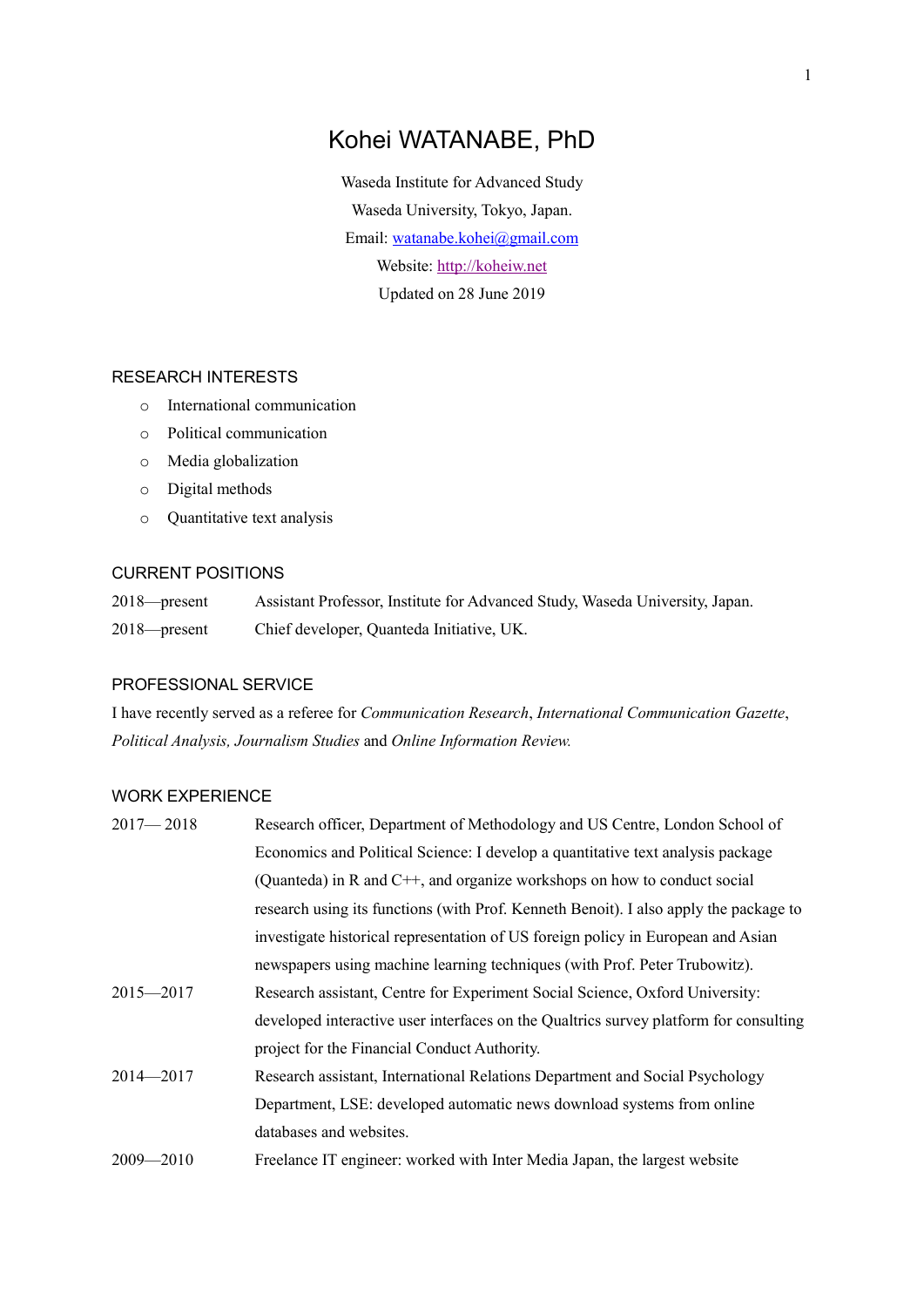# Kohei WATANABE, PhD

Waseda Institute for Advanced Study

Waseda University, Tokyo, Japan.

Email: [watanabe.kohei@gmail.com](mailto:watanabe.kohei@gmail.com)

Website: [http://koheiw.net](http://koheiw.net)

Updated on 28 June 2019

## RESEARCH INTERESTS

- International communication
- Political communication
- Media globalization
- Digital methods
- Quantitative text analysis

## CURRENT POSITIONS

| | |
|---|---|
| 2018—present | Assistant Professor, Institute for Advanced Study, Waseda University, Japan. |
| 2018—present | Chief developer, Quanteda Initiative, UK. |

## PROFESSIONAL SERVICE

I have recently served as a referee for *Communication Research*, *International Communication Gazette*, *Political Analysis, Journalism Studies* and *Online Information Review.*

## WORK EXPERIENCE

| | |
|---|---|
| 2017— 2018 | Research officer, Department of Methodology and US Centre, London School of Economics and Political Science: I develop a quantitative text analysis package (Quanteda) in R and C++, and organize workshops on how to conduct social research using its functions (with Prof. Kenneth Benoit). I also apply the package to investigate historical representation of US foreign policy in European and Asian newspapers using machine learning techniques (with Prof. Peter Trubowitz). |
| 2015—2017 | Research assistant, Centre for Experiment Social Science, Oxford University: developed interactive user interfaces on the Qualtrics survey platform for consulting project for the Financial Conduct Authority. |
| 2014—2017 | Research assistant, International Relations Department and Social Psychology Department, LSE: developed automatic news download systems from online databases and websites. |
| 2009—2010 | Freelance IT engineer: worked with Inter Media Japan, the largest website |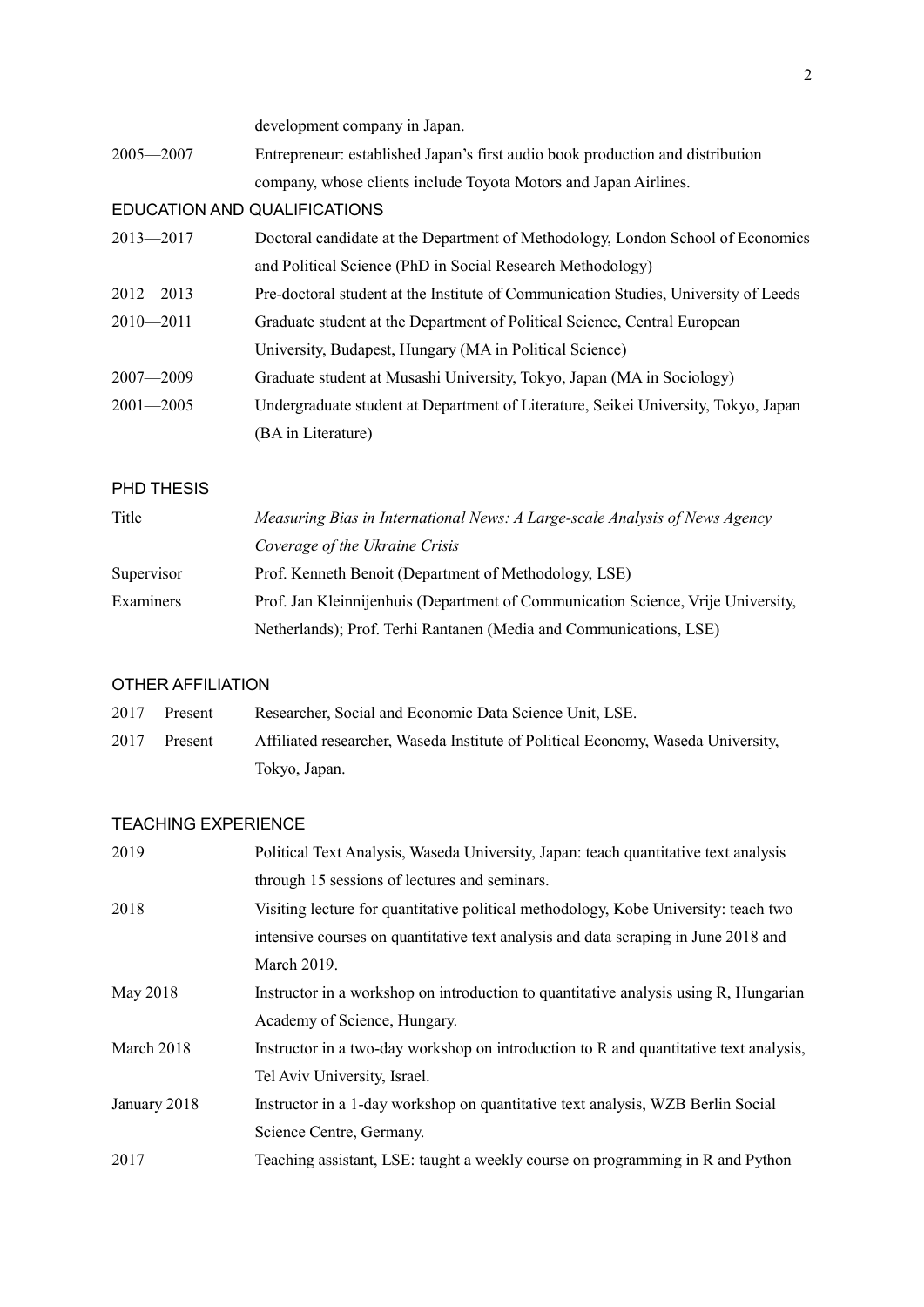| | |
|---|---|
| | development company in Japan. |
| 2005—2007 | Entrepreneur: established Japan's first audio book production and distribution company, whose clients include Toyota Motors and Japan Airlines. |

## EDUCATION AND QUALIFICATIONS

| | |
|---|---|
| 2013—2017 | Doctoral candidate at the Department of Methodology, London School of Economics and Political Science (PhD in Social Research Methodology) |
| 2012—2013 | Pre-doctoral student at the Institute of Communication Studies, University of Leeds |
| 2010—2011 | Graduate student at the Department of Political Science, Central European University, Budapest, Hungary (MA in Political Science) |
| 2007—2009 | Graduate student at Musashi University, Tokyo, Japan (MA in Sociology) |
| 2001—2005 | Undergraduate student at Department of Literature, Seikei University, Tokyo, Japan (BA in Literature) |

## PHD THESIS

| | |
|---|---|
| Title | *Measuring Bias in International News: A Large-scale Analysis of News Agency Coverage of the Ukraine Crisis* |
| Supervisor | Prof. Kenneth Benoit (Department of Methodology, LSE) |
| Examiners | Prof. Jan Kleinnijenhuis (Department of Communication Science, Vrije University, Netherlands); Prof. Terhi Rantanen (Media and Communications, LSE) |

## OTHER AFFILIATION

| | |
|---|---|
| 2017— Present | Researcher, Social and Economic Data Science Unit, LSE. |
| 2017— Present | Affiliated researcher, Waseda Institute of Political Economy, Waseda University, Tokyo, Japan. |

## TEACHING EXPERIENCE

| | |
|---|---|
| 2019 | Political Text Analysis, Waseda University, Japan: teach quantitative text analysis through 15 sessions of lectures and seminars. |
| 2018 | Visiting lecture for quantitative political methodology, Kobe University: teach two intensive courses on quantitative text analysis and data scraping in June 2018 and March 2019. |
| May 2018 | Instructor in a workshop on introduction to quantitative analysis using R, Hungarian Academy of Science, Hungary. |
| March 2018 | Instructor in a two-day workshop on introduction to R and quantitative text analysis, Tel Aviv University, Israel. |
| January 2018 | Instructor in a 1-day workshop on quantitative text analysis, WZB Berlin Social Science Centre, Germany. |
| 2017 | Teaching assistant, LSE: taught a weekly course on programming in R and Python |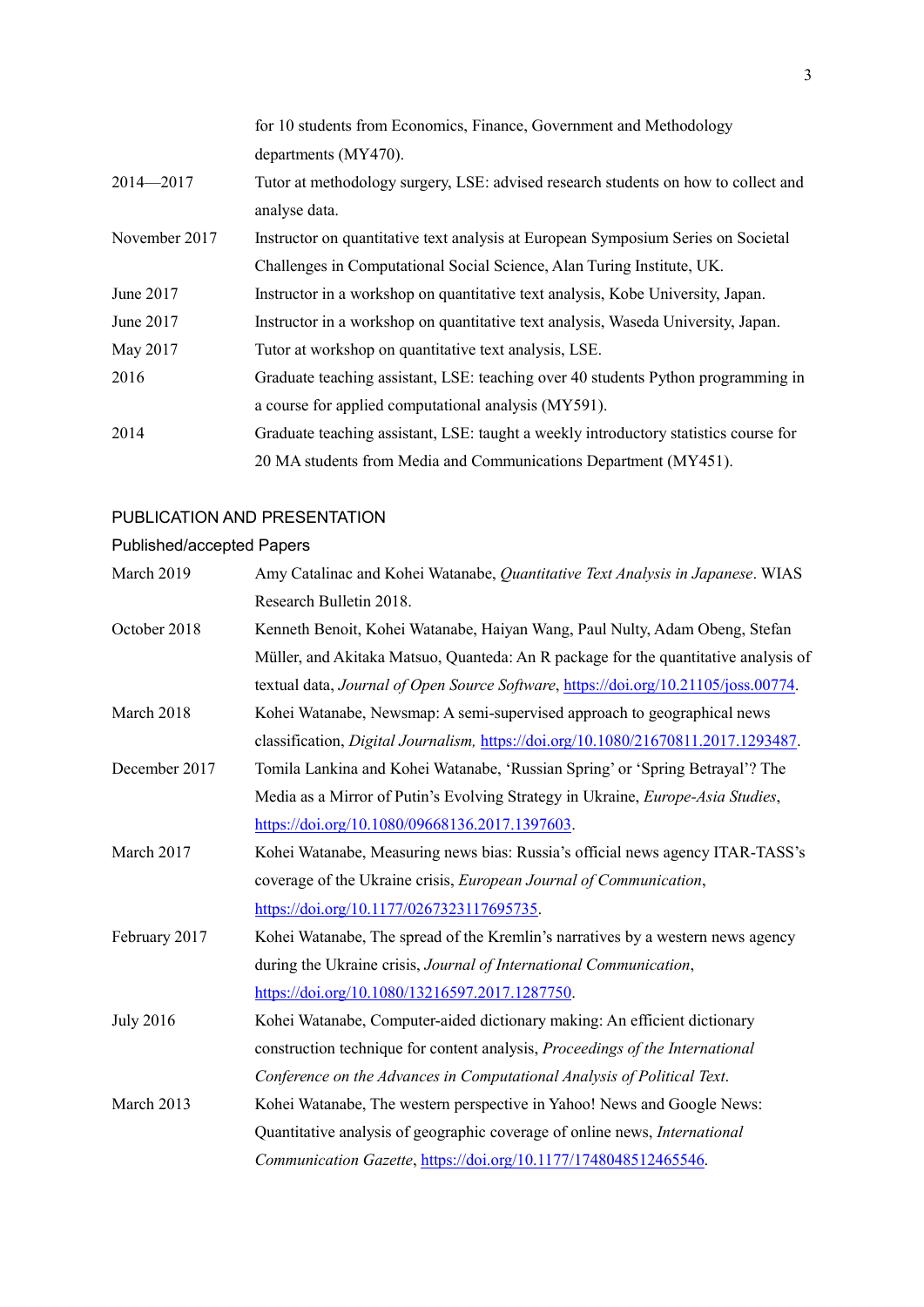| | |
|---|---|
| | for 10 students from Economics, Finance, Government and Methodology departments (MY470). |
| 2014—2017 | Tutor at methodology surgery, LSE: advised research students on how to collect and analyse data. |
| November 2017 | Instructor on quantitative text analysis at European Symposium Series on Societal Challenges in Computational Social Science, Alan Turing Institute, UK. |
| June 2017 | Instructor in a workshop on quantitative text analysis, Kobe University, Japan. |
| June 2017 | Instructor in a workshop on quantitative text analysis, Waseda University, Japan. |
| May 2017 | Tutor at workshop on quantitative text analysis, LSE. |
| 2016 | Graduate teaching assistant, LSE: teaching over 40 students Python programming in a course for applied computational analysis (MY591). |
| 2014 | Graduate teaching assistant, LSE: taught a weekly introductory statistics course for 20 MA students from Media and Communications Department (MY451). |

## PUBLICATION AND PRESENTATION

### Published/accepted Papers

| | |
|---|---|
| March 2019 | Amy Catalinac and Kohei Watanabe, *Quantitative Text Analysis in Japanese*. WIAS Research Bulletin 2018. |
| October 2018 | Kenneth Benoit, Kohei Watanabe, Haiyan Wang, Paul Nulty, Adam Obeng, Stefan Müller, and Akitaka Matsuo, Quanteda: An R package for the quantitative analysis of textual data, *Journal of Open Source Software*, https://doi.org/10.21105/joss.00774. |
| March 2018 | Kohei Watanabe, Newsmap: A semi-supervised approach to geographical news classification, *Digital Journalism,* https://doi.org/10.1080/21670811.2017.1293487. |
| December 2017 | Tomila Lankina and Kohei Watanabe, 'Russian Spring' or 'Spring Betrayal'? The Media as a Mirror of Putin's Evolving Strategy in Ukraine, *Europe-Asia Studies*, https://doi.org/10.1080/09668136.2017.1397603. |
| March 2017 | Kohei Watanabe, Measuring news bias: Russia's official news agency ITAR-TASS's coverage of the Ukraine crisis, *European Journal of Communication*, https://doi.org/10.1177/0267323117695735. |
| February 2017 | Kohei Watanabe, The spread of the Kremlin's narratives by a western news agency during the Ukraine crisis, *Journal of International Communication*, https://doi.org/10.1080/13216597.2017.1287750. |
| July 2016 | Kohei Watanabe, Computer-aided dictionary making: An efficient dictionary construction technique for content analysis, *Proceedings of the International Conference on the Advances in Computational Analysis of Political Text*. |
| March 2013 | Kohei Watanabe, The western perspective in Yahoo! News and Google News: Quantitative analysis of geographic coverage of online news, *International Communication Gazette*, https://doi.org/10.1177/1748048512465546. |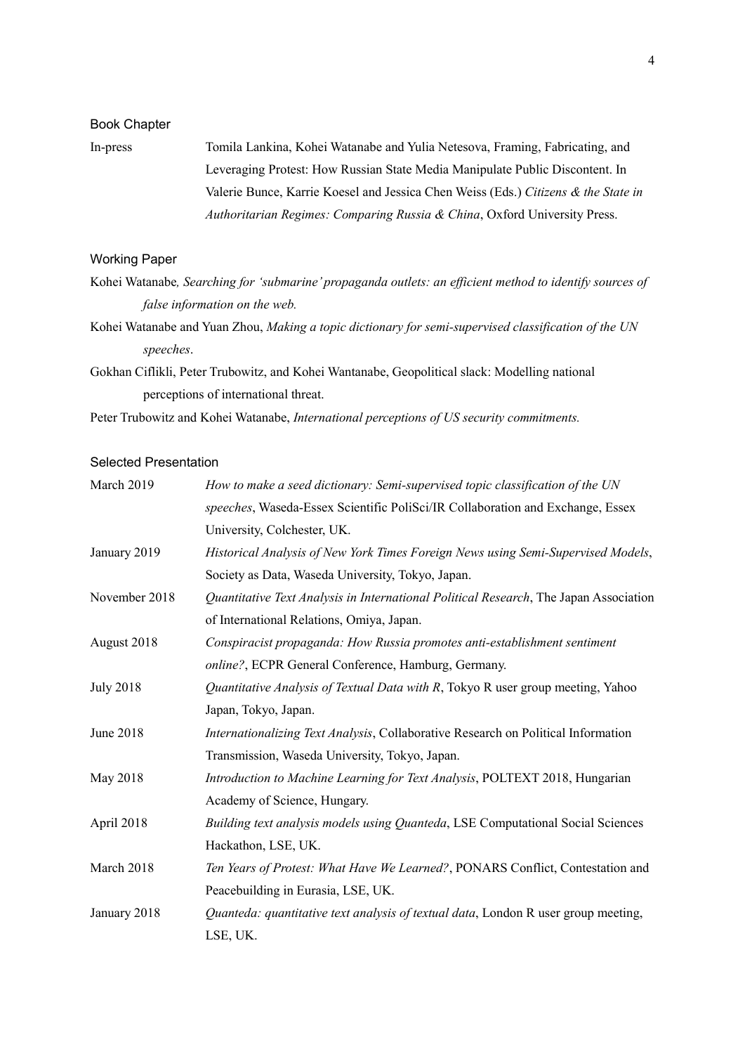## Book Chapter

In-press — Tomila Lankina, Kohei Watanabe and Yulia Netesova, Framing, Fabricating, and Leveraging Protest: How Russian State Media Manipulate Public Discontent. In Valerie Bunce, Karrie Koesel and Jessica Chen Weiss (Eds.) *Citizens & the State in Authoritarian Regimes: Comparing Russia & China*, Oxford University Press.

## Working Paper

Kohei Watanabe*, Searching for 'submarine' propaganda outlets: an efficient method to identify sources of false information on the web.*

Kohei Watanabe and Yuan Zhou, *Making a topic dictionary for semi-supervised classification of the UN speeches*.

Gokhan Ciflikli, Peter Trubowitz, and Kohei Wantanabe, Geopolitical slack: Modelling national perceptions of international threat.

Peter Trubowitz and Kohei Watanabe, *International perceptions of US security commitments.*

## Selected Presentation

| | |
|---|---|
| March 2019 | *How to make a seed dictionary: Semi-supervised topic classification of the UN speeches*, Waseda-Essex Scientific PoliSci/IR Collaboration and Exchange, Essex University, Colchester, UK. |
| January 2019 | *Historical Analysis of New York Times Foreign News using Semi-Supervised Models*, Society as Data, Waseda University, Tokyo, Japan. |
| November 2018 | *Quantitative Text Analysis in International Political Research*, The Japan Association of International Relations, Omiya, Japan. |
| August 2018 | *Conspiracist propaganda: How Russia promotes anti-establishment sentiment online?*, ECPR General Conference, Hamburg, Germany. |
| July 2018 | *Quantitative Analysis of Textual Data with R*, Tokyo R user group meeting, Yahoo Japan, Tokyo, Japan. |
| June 2018 | *Internationalizing Text Analysis*, Collaborative Research on Political Information Transmission, Waseda University, Tokyo, Japan. |
| May 2018 | *Introduction to Machine Learning for Text Analysis*, POLTEXT 2018, Hungarian Academy of Science, Hungary. |
| April 2018 | *Building text analysis models using Quanteda*, LSE Computational Social Sciences Hackathon, LSE, UK. |
| March 2018 | *Ten Years of Protest: What Have We Learned?*, PONARS Conflict, Contestation and Peacebuilding in Eurasia, LSE, UK. |
| January 2018 | *Quanteda: quantitative text analysis of textual data*, London R user group meeting, LSE, UK. |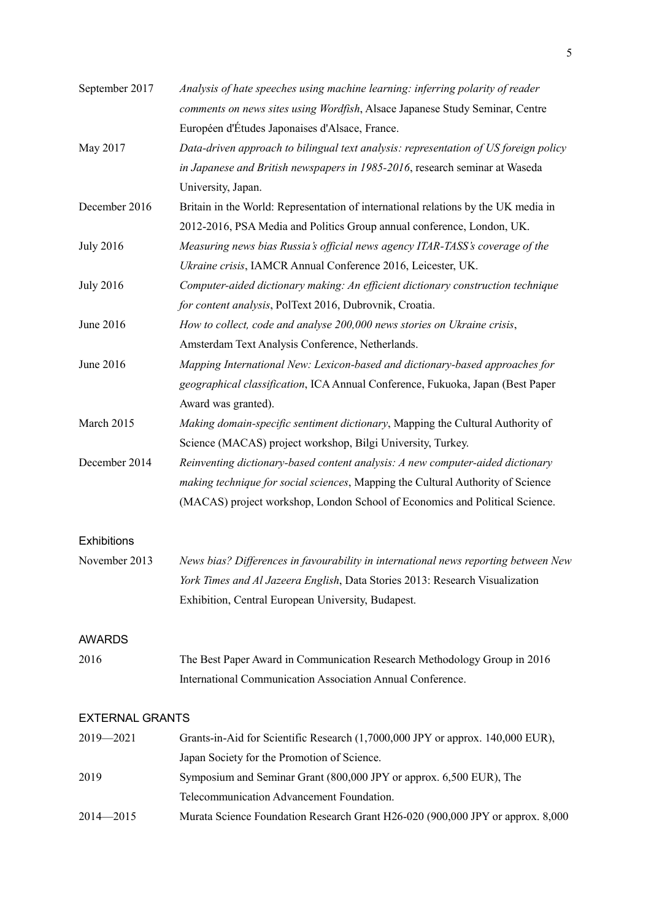| | |
|---|---|
| September 2017 | *Analysis of hate speeches using machine learning: inferring polarity of reader comments on news sites using Wordfish*, Alsace Japanese Study Seminar, Centre Européen d'Études Japonaises d'Alsace, France. |
| May 2017 | *Data-driven approach to bilingual text analysis: representation of US foreign policy in Japanese and British newspapers in 1985-2016*, research seminar at Waseda University, Japan. |
| December 2016 | Britain in the World: Representation of international relations by the UK media in 2012-2016, PSA Media and Politics Group annual conference, London, UK. |
| July 2016 | *Measuring news bias Russia's official news agency ITAR-TASS's coverage of the Ukraine crisis*, IAMCR Annual Conference 2016, Leicester, UK. |
| July 2016 | *Computer-aided dictionary making: An efficient dictionary construction technique for content analysis*, PolText 2016, Dubrovnik, Croatia. |
| June 2016 | *How to collect, code and analyse 200,000 news stories on Ukraine crisis*, Amsterdam Text Analysis Conference, Netherlands. |
| June 2016 | *Mapping International New: Lexicon-based and dictionary-based approaches for geographical classification*, ICA Annual Conference, Fukuoka, Japan (Best Paper Award was granted). |
| March 2015 | *Making domain-specific sentiment dictionary*, Mapping the Cultural Authority of Science (MACAS) project workshop, Bilgi University, Turkey. |
| December 2014 | *Reinventing dictionary-based content analysis: A new computer-aided dictionary making technique for social sciences*, Mapping the Cultural Authority of Science (MACAS) project workshop, London School of Economics and Political Science. |

### Exhibitions

| | |
|---|---|
| November 2013 | *News bias? Differences in favourability in international news reporting between New York Times and Al Jazeera English*, Data Stories 2013: Research Visualization Exhibition, Central European University, Budapest. |

## AWARDS

| | |
|---|---|
| 2016 | The Best Paper Award in Communication Research Methodology Group in 2016 International Communication Association Annual Conference. |

## EXTERNAL GRANTS

| | |
|---|---|
| 2019—2021 | Grants-in-Aid for Scientific Research (1,7000,000 JPY or approx. 140,000 EUR), Japan Society for the Promotion of Science. |
| 2019 | Symposium and Seminar Grant (800,000 JPY or approx. 6,500 EUR), The Telecommunication Advancement Foundation. |
| 2014—2015 | Murata Science Foundation Research Grant H26-020 (900,000 JPY or approx. 8,000 |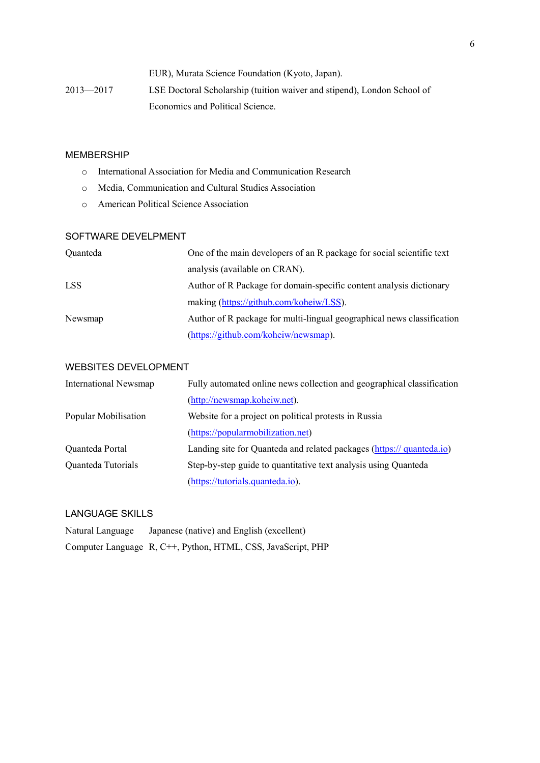| | |
|---|---|
| | EUR), Murata Science Foundation (Kyoto, Japan). |
| 2013—2017 | LSE Doctoral Scholarship (tuition waiver and stipend), London School of Economics and Political Science. |

## MEMBERSHIP

- International Association for Media and Communication Research
- Media, Communication and Cultural Studies Association
- American Political Science Association

## SOFTWARE DEVELPMENT

| | |
|---|---|
| Quanteda | One of the main developers of an R package for social scientific text analysis (available on CRAN). |
| LSS | Author of R Package for domain-specific content analysis dictionary making (https://github.com/koheiw/LSS). |
| Newsmap | Author of R package for multi-lingual geographical news classification (https://github.com/koheiw/newsmap). |

## WEBSITES DEVELOPMENT

| | |
|---|---|
| International Newsmap | Fully automated online news collection and geographical classification (http://newsmap.koheiw.net). |
| Popular Mobilisation | Website for a project on political protests in Russia (https://popularmobilization.net) |
| Quanteda Portal | Landing site for Quanteda and related packages (https:// quanteda.io) |
| Quanteda Tutorials | Step-by-step guide to quantitative text analysis using Quanteda (https://tutorials.quanteda.io). |

## LANGUAGE SKILLS

| | |
|---|---|
| Natural Language | Japanese (native) and English (excellent) |
| Computer Language | R, C++, Python, HTML, CSS, JavaScript, PHP |